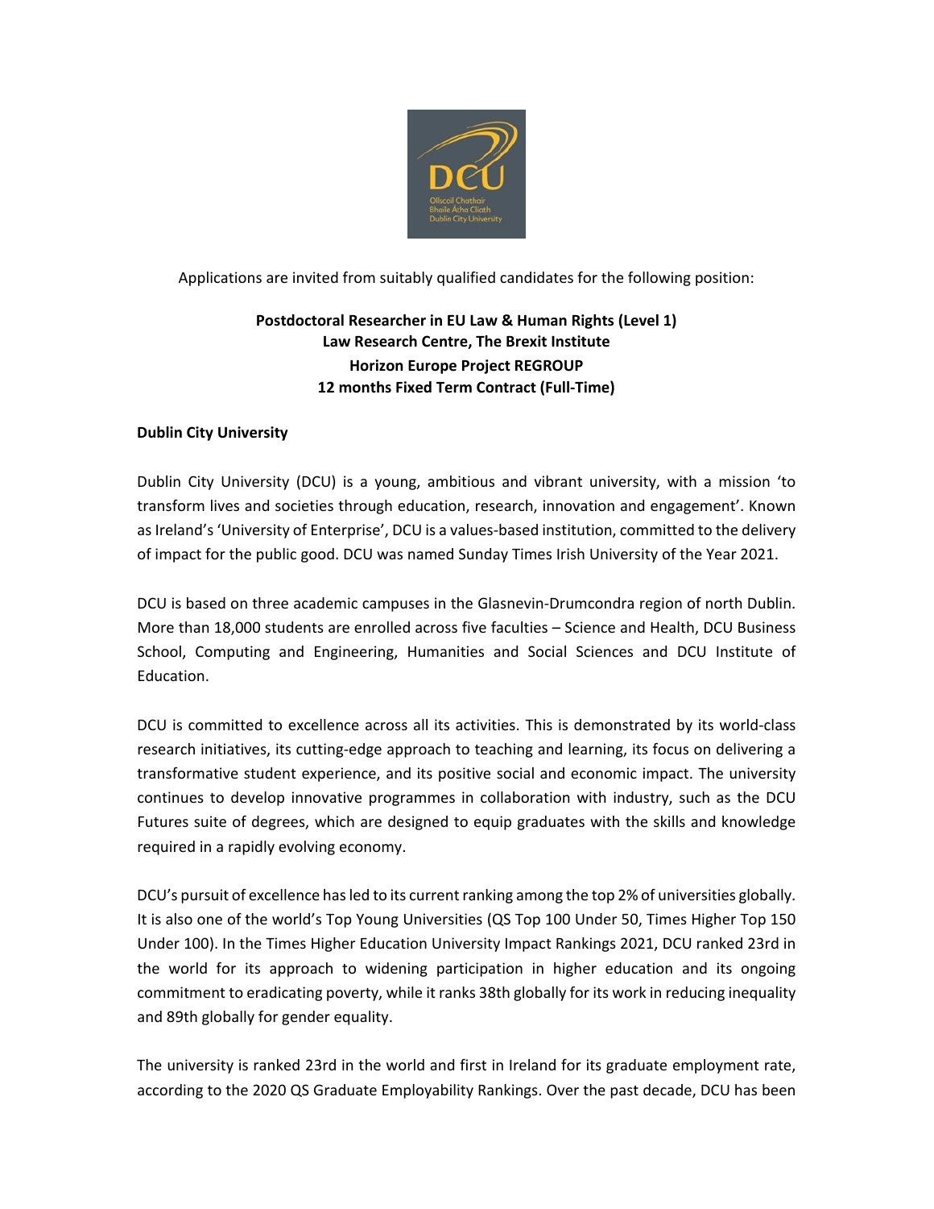Applications are invited from suitably qualified candidates for the following position:

**Postdoctoral Researcher in EU Law & Human Rights (Level 1)**
**Law Research Centre, The Brexit Institute**
**Horizon Europe Project REGROUP**
**12 months Fixed Term Contract (Full-Time)**

**Dublin City University**

Dublin City University (DCU) is a young, ambitious and vibrant university, with a mission 'to transform lives and societies through education, research, innovation and engagement'. Known as Ireland's 'University of Enterprise', DCU is a values-based institution, committed to the delivery of impact for the public good. DCU was named Sunday Times Irish University of the Year 2021.

DCU is based on three academic campuses in the Glasnevin-Drumcondra region of north Dublin. More than 18,000 students are enrolled across five faculties – Science and Health, DCU Business School, Computing and Engineering, Humanities and Social Sciences and DCU Institute of Education.

DCU is committed to excellence across all its activities. This is demonstrated by its world-class research initiatives, its cutting-edge approach to teaching and learning, its focus on delivering a transformative student experience, and its positive social and economic impact. The university continues to develop innovative programmes in collaboration with industry, such as the DCU Futures suite of degrees, which are designed to equip graduates with the skills and knowledge required in a rapidly evolving economy.

DCU's pursuit of excellence has led to its current ranking among the top 2% of universities globally. It is also one of the world's Top Young Universities (QS Top 100 Under 50, Times Higher Top 150 Under 100). In the Times Higher Education University Impact Rankings 2021, DCU ranked 23rd in the world for its approach to widening participation in higher education and its ongoing commitment to eradicating poverty, while it ranks 38th globally for its work in reducing inequality and 89th globally for gender equality.

The university is ranked 23rd in the world and first in Ireland for its graduate employment rate, according to the 2020 QS Graduate Employability Rankings. Over the past decade, DCU has been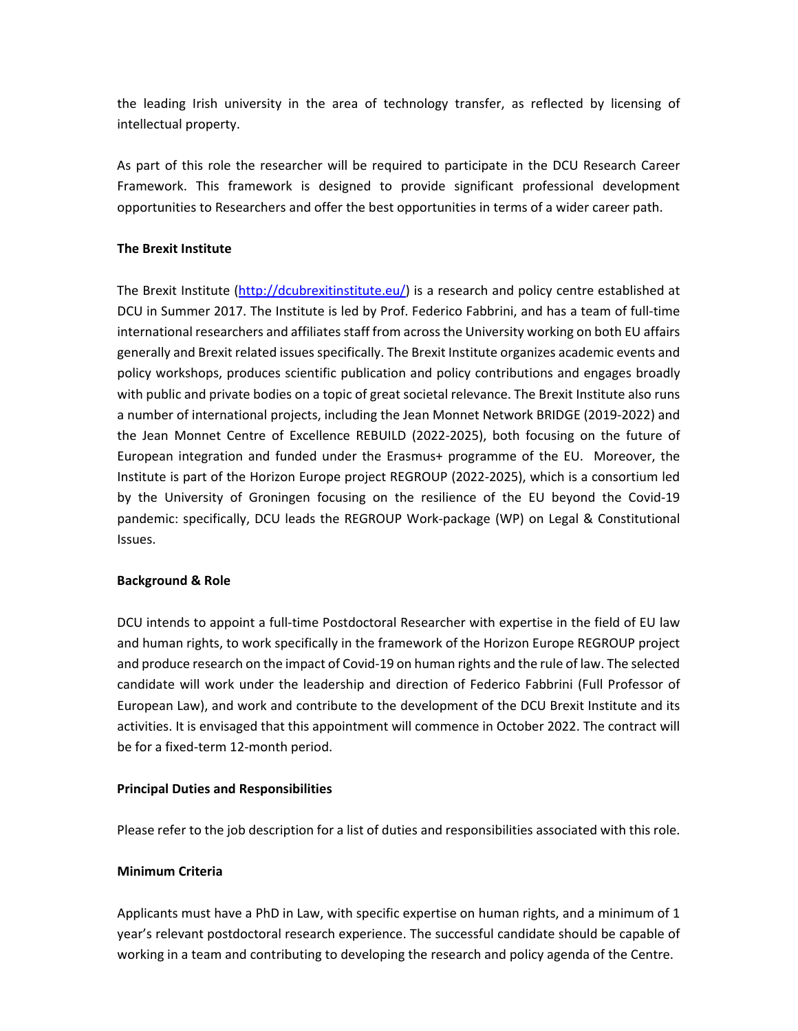the leading Irish university in the area of technology transfer, as reflected by licensing of intellectual property.

As part of this role the researcher will be required to participate in the DCU Research Career Framework. This framework is designed to provide significant professional development opportunities to Researchers and offer the best opportunities in terms of a wider career path.

**The Brexit Institute**

The Brexit Institute (http://dcubrexitinstitute.eu/) is a research and policy centre established at DCU in Summer 2017. The Institute is led by Prof. Federico Fabbrini, and has a team of full-time international researchers and affiliates staff from across the University working on both EU affairs generally and Brexit related issues specifically. The Brexit Institute organizes academic events and policy workshops, produces scientific publication and policy contributions and engages broadly with public and private bodies on a topic of great societal relevance. The Brexit Institute also runs a number of international projects, including the Jean Monnet Network BRIDGE (2019-2022) and the Jean Monnet Centre of Excellence REBUILD (2022-2025), both focusing on the future of European integration and funded under the Erasmus+ programme of the EU. Moreover, the Institute is part of the Horizon Europe project REGROUP (2022-2025), which is a consortium led by the University of Groningen focusing on the resilience of the EU beyond the Covid-19 pandemic: specifically, DCU leads the REGROUP Work-package (WP) on Legal & Constitutional Issues.

**Background & Role**

DCU intends to appoint a full-time Postdoctoral Researcher with expertise in the field of EU law and human rights, to work specifically in the framework of the Horizon Europe REGROUP project and produce research on the impact of Covid-19 on human rights and the rule of law. The selected candidate will work under the leadership and direction of Federico Fabbrini (Full Professor of European Law), and work and contribute to the development of the DCU Brexit Institute and its activities. It is envisaged that this appointment will commence in October 2022. The contract will be for a fixed-term 12-month period.

**Principal Duties and Responsibilities**

Please refer to the job description for a list of duties and responsibilities associated with this role.

**Minimum Criteria**

Applicants must have a PhD in Law, with specific expertise on human rights, and a minimum of 1 year's relevant postdoctoral research experience. The successful candidate should be capable of working in a team and contributing to developing the research and policy agenda of the Centre.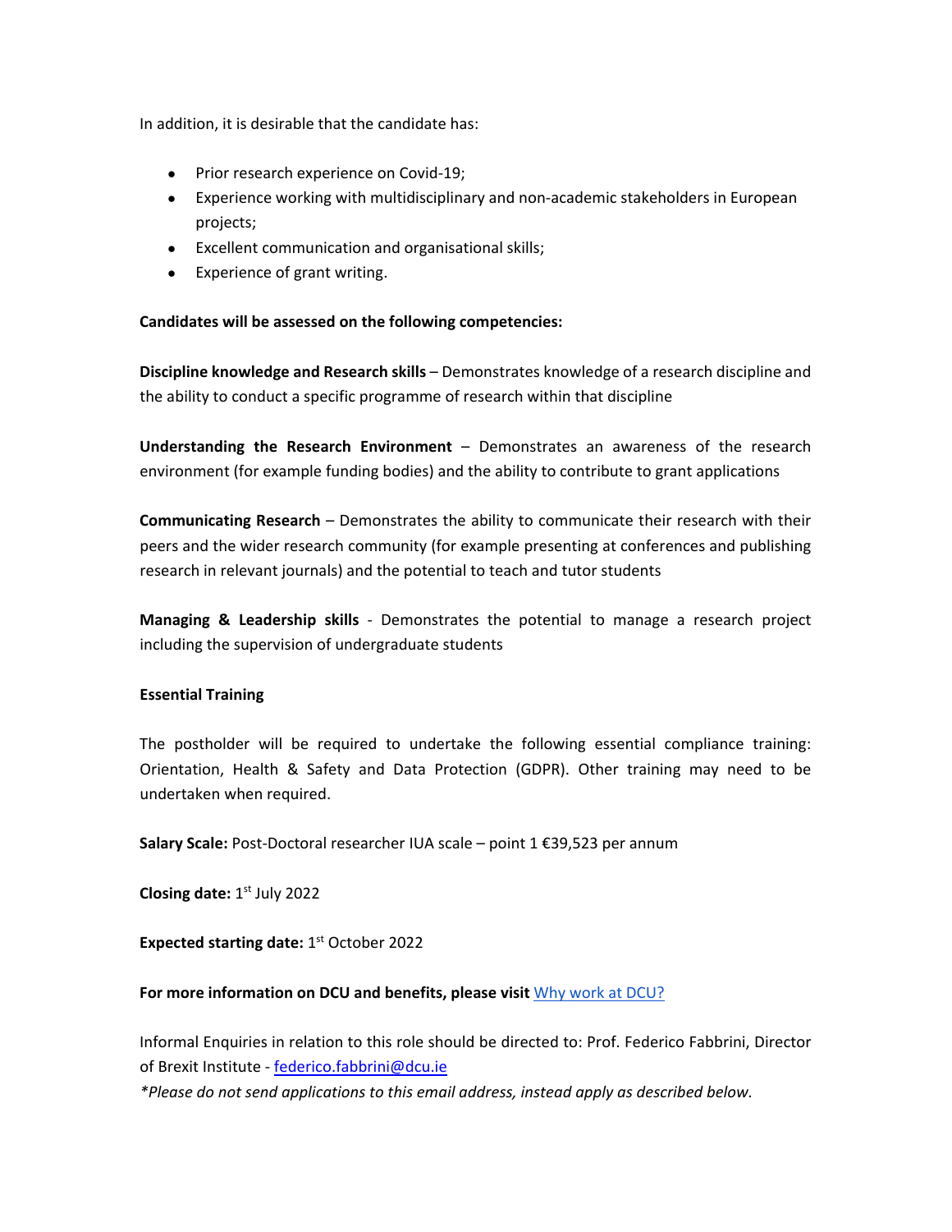In addition, it is desirable that the candidate has:

- Prior research experience on Covid-19;
- Experience working with multidisciplinary and non-academic stakeholders in European projects;
- Excellent communication and organisational skills;
- Experience of grant writing.

**Candidates will be assessed on the following competencies:**

**Discipline knowledge and Research skills** – Demonstrates knowledge of a research discipline and the ability to conduct a specific programme of research within that discipline

**Understanding the Research Environment** – Demonstrates an awareness of the research environment (for example funding bodies) and the ability to contribute to grant applications

**Communicating Research** – Demonstrates the ability to communicate their research with their peers and the wider research community (for example presenting at conferences and publishing research in relevant journals) and the potential to teach and tutor students

**Managing & Leadership skills** - Demonstrates the potential to manage a research project including the supervision of undergraduate students

**Essential Training**

The postholder will be required to undertake the following essential compliance training: Orientation, Health & Safety and Data Protection (GDPR). Other training may need to be undertaken when required.

**Salary Scale:** Post-Doctoral researcher IUA scale – point 1 €39,523 per annum

**Closing date:** 1st July 2022

**Expected starting date:** 1st October 2022

**For more information on DCU and benefits, please visit** [Why work at DCU?]

Informal Enquiries in relation to this role should be directed to: Prof. Federico Fabbrini, Director of Brexit Institute - federico.fabbrini@dcu.ie

*\*Please do not send applications to this email address, instead apply as described below.*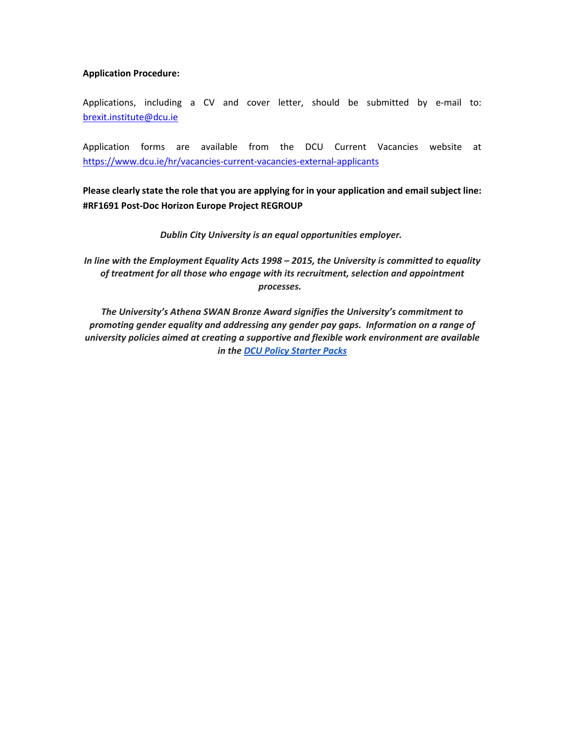**Application Procedure:**

Applications, including a CV and cover letter, should be submitted by e-mail to: brexit.institute@dcu.ie

Application forms are available from the DCU Current Vacancies website at https://www.dcu.ie/hr/vacancies-current-vacancies-external-applicants

**Please clearly state the role that you are applying for in your application and email subject line: #RF1691 Post-Doc Horizon Europe Project REGROUP**

***Dublin City University is an equal opportunities employer.***

***In line with the Employment Equality Acts 1998 – 2015, the University is committed to equality of treatment for all those who engage with its recruitment, selection and appointment processes.***

***The University's Athena SWAN Bronze Award signifies the University's commitment to promoting gender equality and addressing any gender pay gaps. Information on a range of university policies aimed at creating a supportive and flexible work environment are available in the DCU Policy Starter Packs***